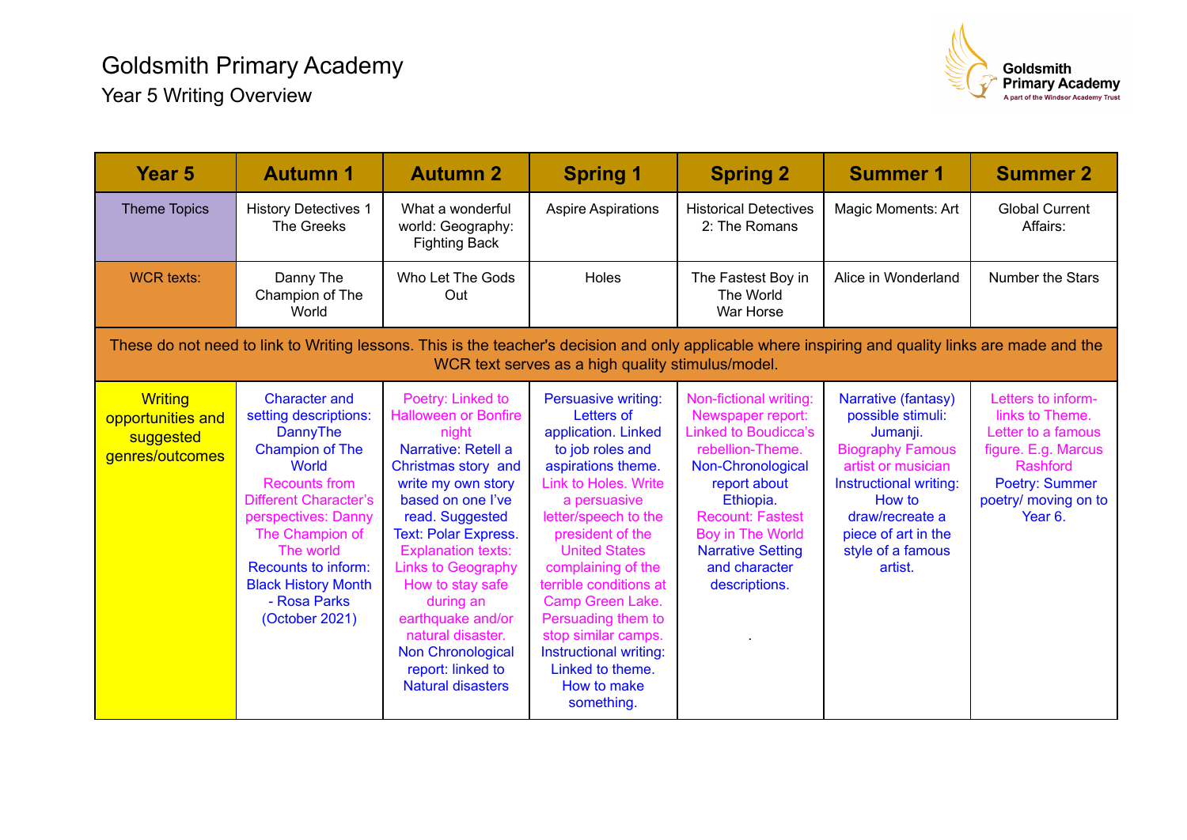# Goldsmith Primary Academy

## Year 5 Writing Overview

| Year 5 | Autumn 1 | Autumn 2 | Spring 1 | Spring 2 | Summer 1 | Summer 2 |
|---|---|---|---|---|---|---|
| Theme Topics | History Detectives 1 The Greeks | What a wonderful world: Geography: Fighting Back | Aspire Aspirations | Historical Detectives 2: The Romans | Magic Moments: Art | Global Current Affairs: |
| WCR texts: | Danny The Champion of The World | Who Let The Gods Out | Holes | The Fastest Boy in The World<br>War Horse | Alice in Wonderland | Number the Stars |
| These do not need to link to Writing lessons. This is the teacher's decision and only applicable where inspiring and quality links are made and the WCR text serves as a high quality stimulus/model. | | | | | | |
| Writing opportunities and suggested genres/outcomes | Character and setting descriptions: DannyThe Champion of The World<br>Recounts from Different Character's perspectives: Danny The Champion of The world<br>Recounts to inform: Black History Month - Rosa Parks (October 2021) | Poetry: Linked to Halloween or Bonfire night<br>Narrative: Retell a Christmas story and write my own story based on one I've read. Suggested Text: Polar Express.<br>Explanation texts: Links to Geography How to stay safe during an earthquake and/or natural disaster.<br>Non Chronological report: linked to Natural disasters | Persuasive writing: Letters of application. Linked to job roles and aspirations theme.<br>Link to Holes. Write a persuasive letter/speech to the president of the United States complaining of the terrible conditions at Camp Green Lake. Persuading them to stop similar camps.<br>Instructional writing: Linked to theme. How to make something. | Non-fictional writing: Newspaper report: Linked to Boudicca's rebellion-Theme.<br>Non-Chronological report about Ethiopia.<br>Recount: Fastest Boy in The World<br>Narrative Setting and character descriptions.<br>. | Narrative (fantasy) possible stimuli: Jumanji.<br>Biography Famous artist or musician<br>Instructional writing: How to draw/recreate a piece of art in the style of a famous artist. | Letters to inform- links to Theme. Letter to a famous figure. E.g. Marcus Rashford<br>Poetry: Summer poetry/ moving on to Year 6. |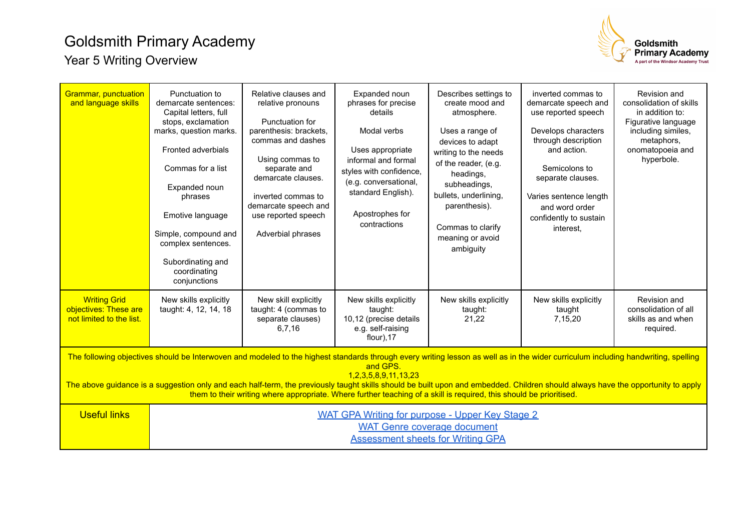# Goldsmith Primary Academy

## Year 5 Writing Overview

| | | | | | | |
|---|---|---|---|---|---|---|
| Grammar, punctuation and language skills | Punctuation to demarcate sentences: Capital letters, full stops, exclamation marks, question marks.<br><br>Fronted adverbials<br><br>Commas for a list<br><br>Expanded noun phrases<br><br>Emotive language<br><br>Simple, compound and complex sentences.<br><br>Subordinating and coordinating conjunctions | Relative clauses and relative pronouns<br><br>Punctuation for parenthesis: brackets, commas and dashes<br><br>Using commas to separate and demarcate clauses.<br><br>inverted commas to demarcate speech and use reported speech<br><br>Adverbial phrases | Expanded noun phrases for precise details<br><br>Modal verbs<br><br>Uses appropriate informal and formal styles with confidence, (e.g. conversational, standard English).<br><br>Apostrophes for contractions | Describes settings to create mood and atmosphere.<br><br>Uses a range of devices to adapt writing to the needs of the reader, (e.g. headings, subheadings, bullets, underlining, parenthesis).<br><br>Commas to clarify meaning or avoid ambiguity | inverted commas to demarcate speech and use reported speech<br><br>Develops characters through description and action.<br><br>Semicolons to separate clauses.<br><br>Varies sentence length and word order confidently to sustain interest, | Revision and consolidation of skills in addition to: Figurative language including similes, metaphors, onomatopoeia and hyperbole. |
| Writing Grid objectives: These are not limited to the list. | New skills explicitly taught: 4, 12, 14, 18 | New skill explicitly taught: 4 (commas to separate clauses) 6,7,16 | New skills explicitly taught: 10,12 (precise details e.g. self-raising flour),17 | New skills explicitly taught: 21,22 | New skills explicitly taught 7,15,20 | Revision and consolidation of all skills as and when required. |

The following objectives should be Interwoven and modeled to the highest standards through every writing lesson as well as in the wider curriculum including handwriting, spelling and GPS.
1,2,3,5,8,9,11,13,23
The above guidance is a suggestion only and each half-term, the previously taught skills should be built upon and embedded. Children should always have the opportunity to apply them to their writing where appropriate. Where further teaching of a skill is required, this should be prioritised.

| | |
|---|---|
| Useful links | WAT GPA Writing for purpose - Upper Key Stage 2<br>WAT Genre coverage document<br>Assessment sheets for Writing GPA |